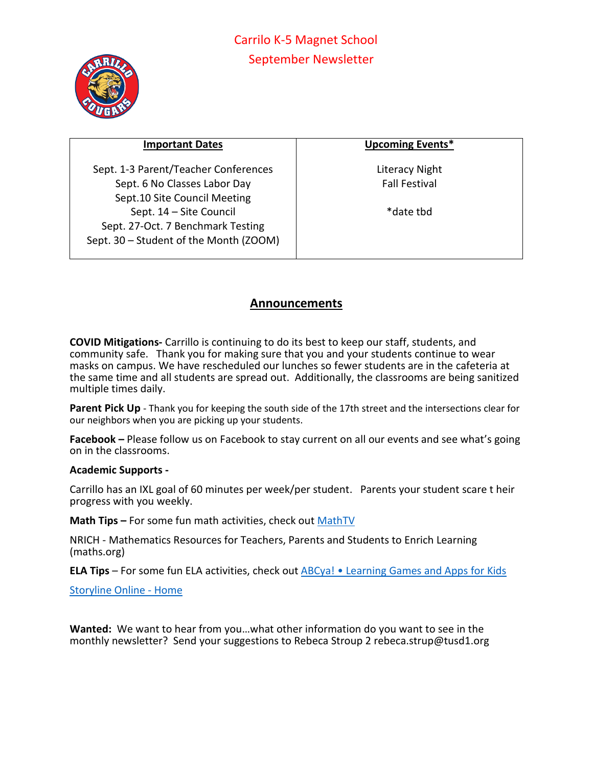# Carrilo K-5 Magnet School

## September Newsletter

| Important Dates | Upcoming Events* |
|---|---|
| Sept. 1-3 Parent/Teacher Conferences<br>Sept. 6 No Classes Labor Day<br>Sept.10 Site Council Meeting<br>Sept. 14 – Site Council<br>Sept. 27-Oct. 7 Benchmark Testing<br>Sept. 30 – Student of the Month (ZOOM) | Literacy Night<br>Fall Festival<br><br>*date tbd |

## Announcements

**COVID Mitigations-** Carrillo is continuing to do its best to keep our staff, students, and community safe. Thank you for making sure that you and your students continue to wear masks on campus. We have rescheduled our lunches so fewer students are in the cafeteria at the same time and all students are spread out. Additionally, the classrooms are being sanitized multiple times daily.

**Parent Pick Up** - Thank you for keeping the south side of the 17th street and the intersections clear for our neighbors when you are picking up your students.

**Facebook –** Please follow us on Facebook to stay current on all our events and see what's going on in the classrooms.

**Academic Supports -**

Carrillo has an IXL goal of 60 minutes per week/per student. Parents your student scare t heir progress with you weekly.

**Math Tips –** For some fun math activities, check out MathTV

NRICH - Mathematics Resources for Teachers, Parents and Students to Enrich Learning (maths.org)

**ELA Tips** – For some fun ELA activities, check out ABCya! • Learning Games and Apps for Kids

Storyline Online - Home

**Wanted:** We want to hear from you…what other information do you want to see in the monthly newsletter? Send your suggestions to Rebeca Stroup 2 rebeca.strup@tusd1.org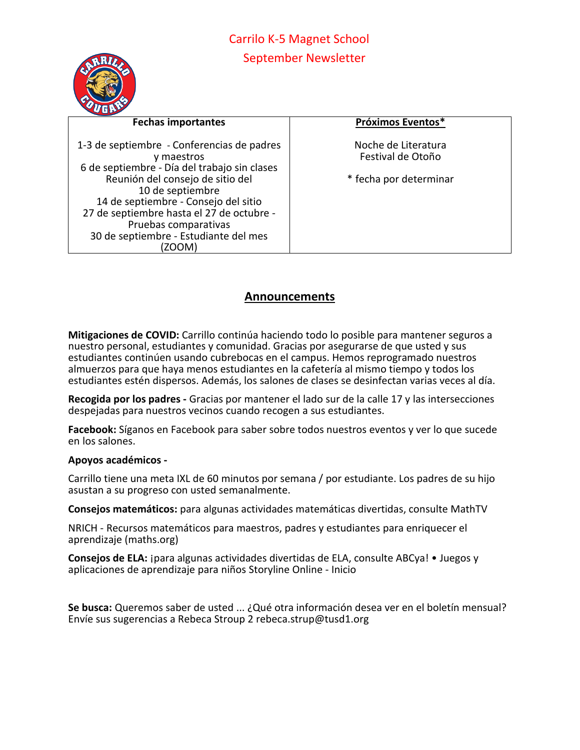# Carrilo K-5 Magnet School

## September Newsletter

| Fechas importantes | Próximos Eventos* |
|---|---|
| 1-3 de septiembre - Conferencias de padres y maestros<br>6 de septiembre - Día del trabajo sin clases<br>Reunión del consejo de sitio del 10 de septiembre<br>14 de septiembre - Consejo del sitio<br>27 de septiembre hasta el 27 de octubre - Pruebas comparativas<br>30 de septiembre - Estudiante del mes (ZOOM) | Noche de Literatura<br>Festival de Otoño<br><br>* fecha por determinar |

## Announcements

**Mitigaciones de COVID:** Carrillo continúa haciendo todo lo posible para mantener seguros a nuestro personal, estudiantes y comunidad. Gracias por asegurarse de que usted y sus estudiantes continúen usando cubrebocas en el campus. Hemos reprogramado nuestros almuerzos para que haya menos estudiantes en la cafetería al mismo tiempo y todos los estudiantes estén dispersos. Además, los salones de clases se desinfectan varias veces al día.

**Recogida por los padres -** Gracias por mantener el lado sur de la calle 17 y las intersecciones despejadas para nuestros vecinos cuando recogen a sus estudiantes.

**Facebook:** Síganos en Facebook para saber sobre todos nuestros eventos y ver lo que sucede en los salones.

**Apoyos académicos -**

Carrillo tiene una meta IXL de 60 minutos por semana / por estudiante. Los padres de su hijo asustan a su progreso con usted semanalmente.

**Consejos matemáticos:** para algunas actividades matemáticas divertidas, consulte MathTV

NRICH - Recursos matemáticos para maestros, padres y estudiantes para enriquecer el aprendizaje (maths.org)

**Consejos de ELA:** ¡para algunas actividades divertidas de ELA, consulte ABCya! • Juegos y aplicaciones de aprendizaje para niños Storyline Online - Inicio

**Se busca:** Queremos saber de usted ... ¿Qué otra información desea ver en el boletín mensual? Envíe sus sugerencias a Rebeca Stroup 2 rebeca.strup@tusd1.org